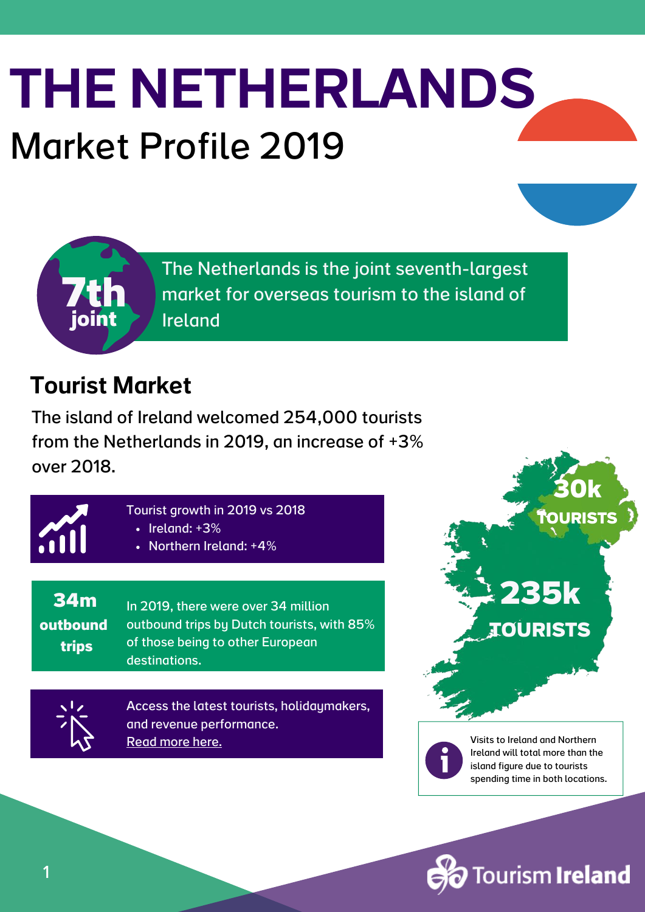# THE NETHERLANDS

## Market Profile 2019

**7th joint**

The Netherlands is the joint seventh-largest market for overseas tourism to the island of Ireland

## Tourist Market

The island of Ireland welcomed 254,000 tourists from the Netherlands in 2019, an increase of +3% over 2018.

Tourist growth in 2019 vs 2018

- Ireland: +3%
- Northern Ireland: +4%

**34m outbound trips**

In 2019, there were over 34 million outbound trips by Dutch tourists, with 85% of those being to other European destinations.

Access the latest tourists, holidaymakers, and revenue performance. Read more here.

**30k TOURISTS**

**235k TOURISTS**

Visits to Ireland and Northern Ireland will total more than the island figure due to tourists spending time in both locations.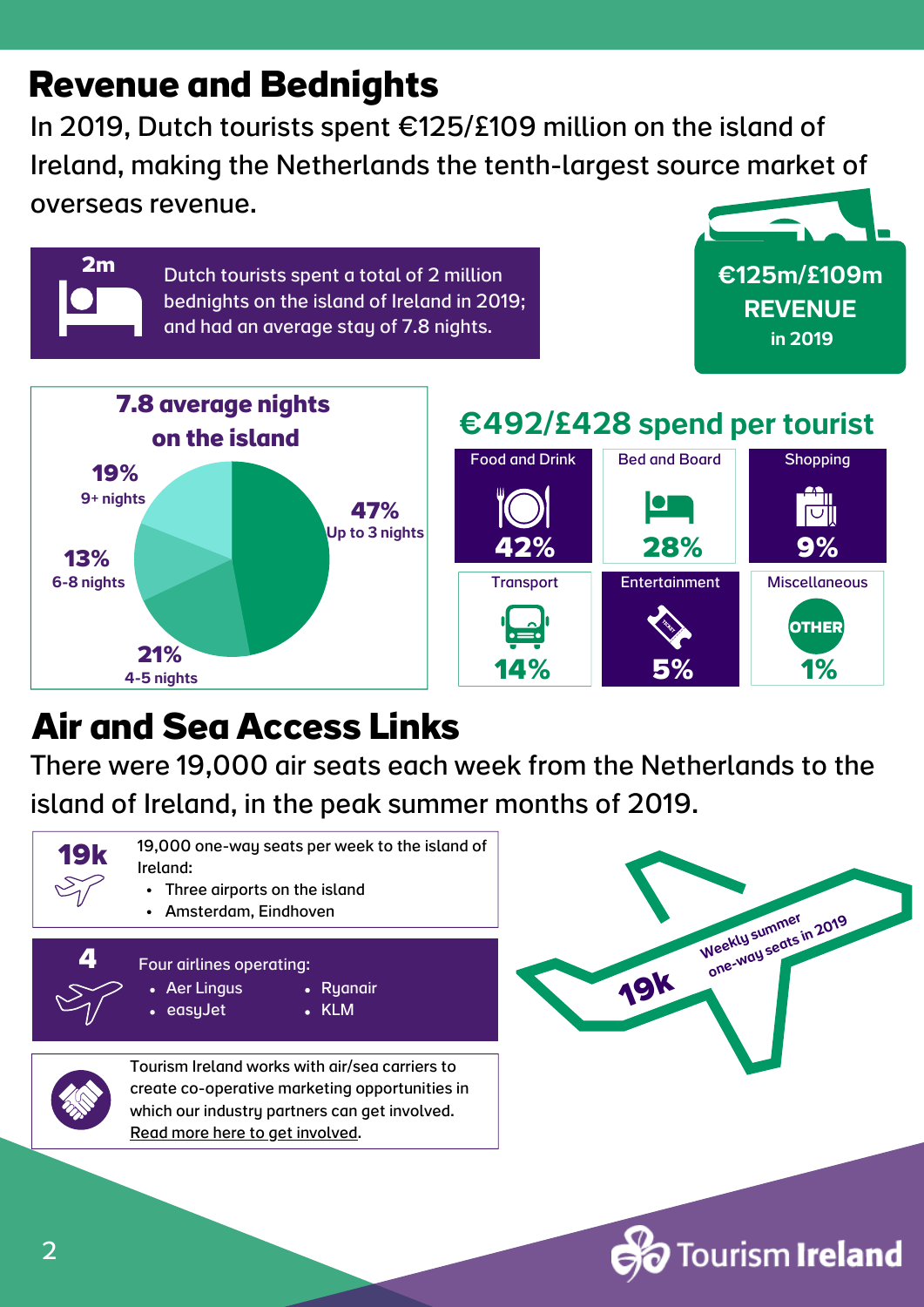# Revenue and Bednights

In 2019, Dutch tourists spent €125/£109 million on the island of Ireland, making the Netherlands the tenth-largest source market of overseas revenue.

**2m**

Dutch tourists spent a total of 2 million bednights on the island of Ireland in 2019; and had an average stay of 7.8 nights.

**€125m/£109m REVENUE in 2019**

### 7.8 average nights on the island

| Length of stay | Share |
|---|---|
| Up to 3 nights | 47% |
| 4-5 nights | 21% |
| 6-8 nights | 13% |
| 9+ nights | 19% |

### €492/£428 spend per tourist

| Category | Share |
|---|---|
| Food and Drink | 42% |
| Bed and Board | 28% |
| Shopping | 9% |
| Transport | 14% |
| Entertainment | 5% |
| Miscellaneous | 1% |

# Air and Sea Access Links

There were 19,000 air seats each week from the Netherlands to the island of Ireland, in the peak summer months of 2019.

**19k**

19,000 one-way seats per week to the island of Ireland:

- Three airports on the island
- Amsterdam, Eindhoven

**4**

Four airlines operating:

- Aer Lingus
- easyJet
- Ryanair
- KLM

Tourism Ireland works with air/sea carriers to create co-operative marketing opportunities in which our industry partners can get involved. Read more here to get involved.

**19k** Weekly summer one-way seats in 2019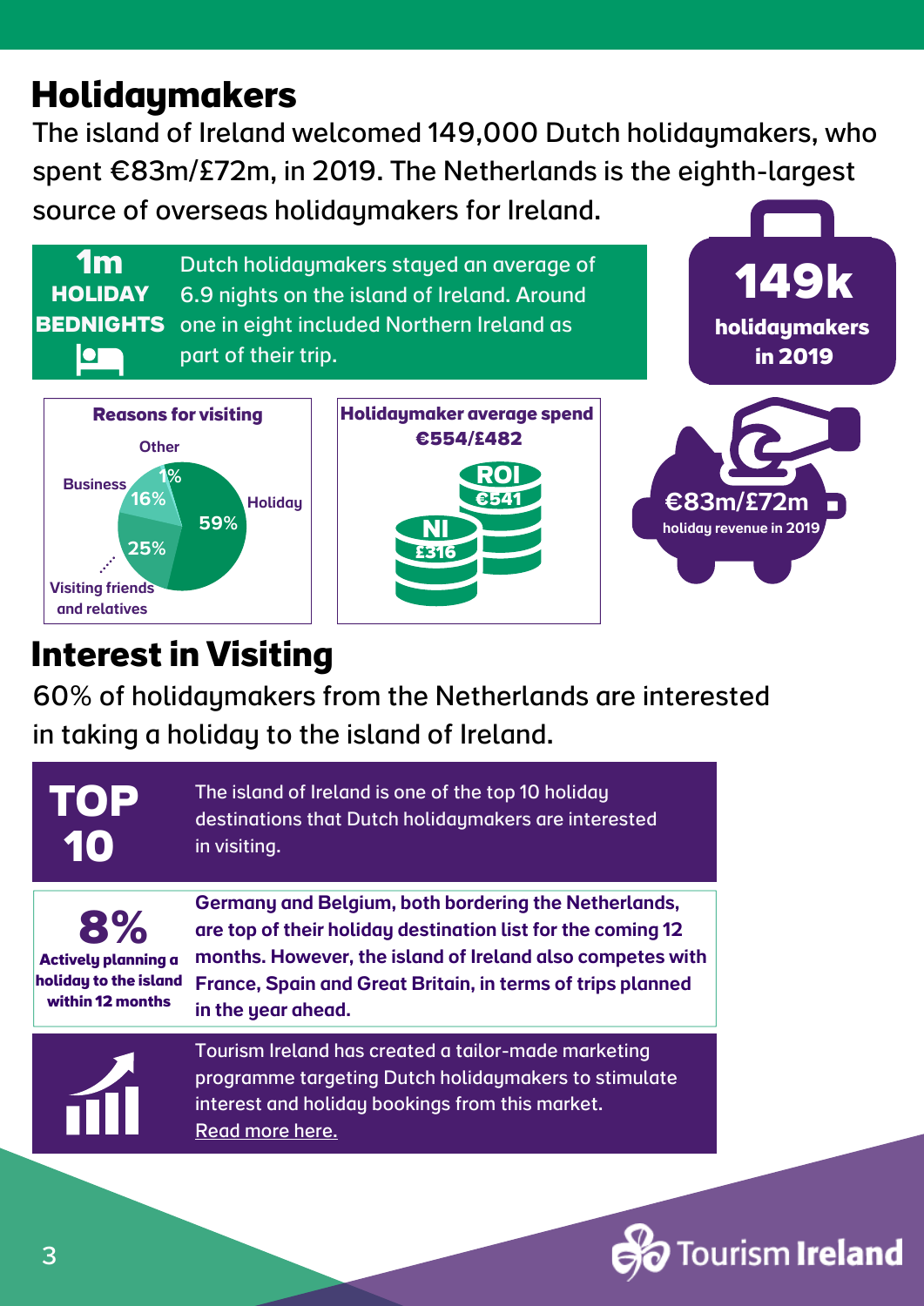# Holidaymakers

The island of Ireland welcomed 149,000 Dutch holidaymakers, who spent €83m/£72m, in 2019. The Netherlands is the eighth-largest source of overseas holidaymakers for Ireland.

**1m HOLIDAY BEDNIGHTS**

Dutch holidaymakers stayed an average of 6.9 nights on the island of Ireland. Around one in eight included Northern Ireland as part of their trip.

**149k holidaymakers in 2019**

**Reasons for visiting**

| Reason | % |
|---|---|
| Holiday | 59% |
| Visiting friends and relatives | 25% |
| Business | 16% |
| Other | 1% |

**Holidaymaker average spend €554/£482**

- ROI €541
- NI £316

**€83m/£72m holiday revenue in 2019**

# Interest in Visiting

60% of holidaymakers from the Netherlands are interested in taking a holiday to the island of Ireland.

**TOP 10**

The island of Ireland is one of the top 10 holiday destinations that Dutch holidaymakers are interested in visiting.

**8%** Actively planning a holiday to the island within 12 months

**Germany and Belgium, both bordering the Netherlands, are top of their holiday destination list for the coming 12 months. However, the island of Ireland also competes with France, Spain and Great Britain, in terms of trips planned in the year ahead.**

Tourism Ireland has created a tailor-made marketing programme targeting Dutch holidaymakers to stimulate interest and holiday bookings from this market. Read more here.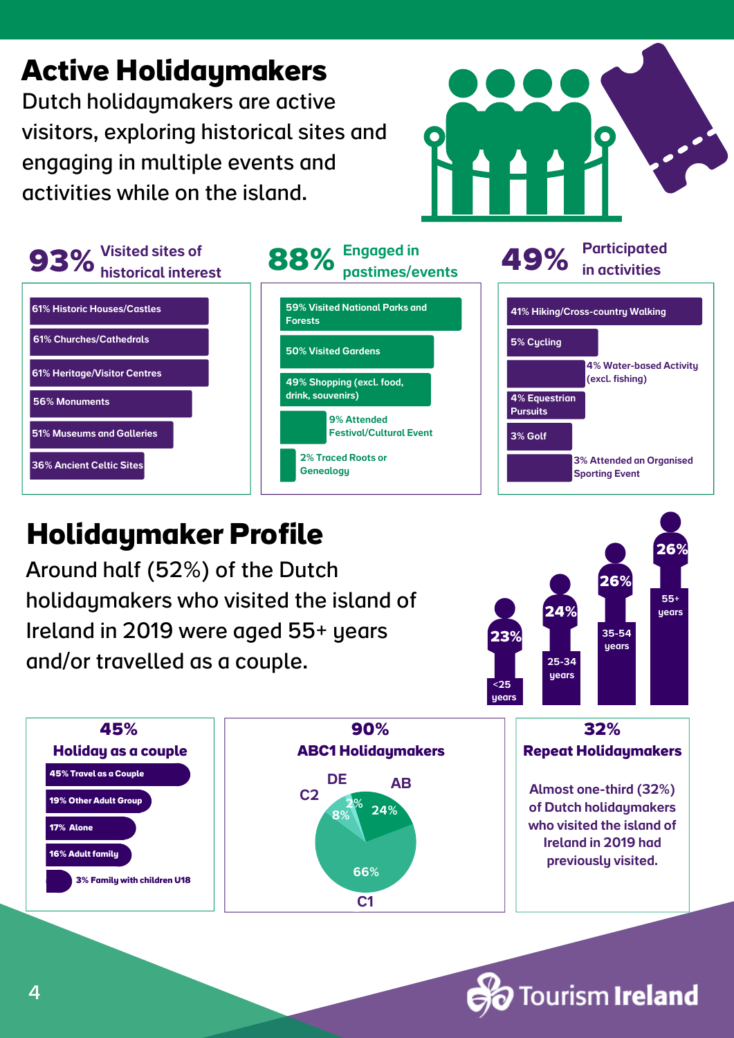# Active Holidaymakers

Dutch holidaymakers are active visitors, exploring historical sites and engaging in multiple events and activities while on the island.

**93%** Visited sites of historical interest

- 61% Historic Houses/Castles
- 61% Churches/Cathedrals
- 61% Heritage/Visitor Centres
- 56% Monuments
- 51% Museums and Galleries
- 36% Ancient Celtic Sites

**88%** Engaged in pastimes/events

- 59% Visited National Parks and Forests
- 50% Visited Gardens
- 49% Shopping (excl. food, drink, souvenirs)
- 9% Attended Festival/Cultural Event
- 2% Traced Roots or Genealogy

**49%** Participated in activities

- 41% Hiking/Cross-country Walking
- 5% Cycling
- 4% Water-based Activity (excl. fishing)
- 4% Equestrian Pursuits
- 3% Golf
- 3% Attended an Organised Sporting Event

# Holidaymaker Profile

Around half (52%) of the Dutch holidaymakers who visited the island of Ireland in 2019 were aged 55+ years and/or travelled as a couple.

| Age | Share |
|---|---|
| <25 years | 23% |
| 25-34 years | 24% |
| 35-54 years | 26% |
| 55+ years | 26% |

## 45%
### Holiday as a couple

- 45% Travel as a Couple
- 19% Other Adult Group
- 17% Alone
- 16% Adult family
- 3% Family with children U18

## 90%
### ABC1 Holidaymakers

| Group | Share |
|---|---|
| AB | 24% |
| C1 | 66% |
| C2 | 8% |
| DE | 2% |

## 32%
### Repeat Holidaymakers

Almost one-third (32%) of Dutch holidaymakers who visited the island of Ireland in 2019 had previously visited.

Tourism Ireland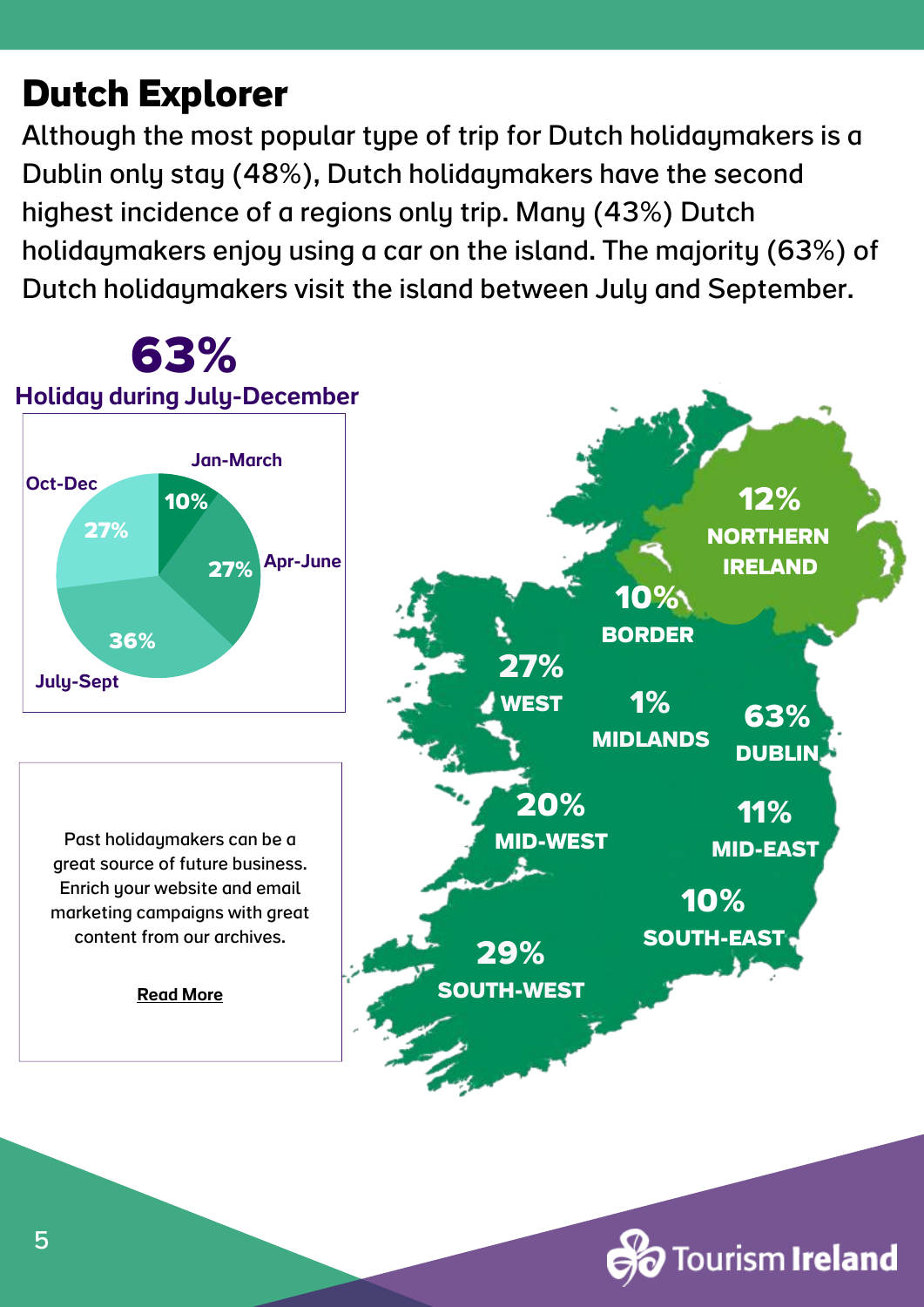# Dutch Explorer

Although the most popular type of trip for Dutch holidaymakers is a Dublin only stay (48%), Dutch holidaymakers have the second highest incidence of a regions only trip. Many (43%) Dutch holidaymakers enjoy using a car on the island. The majority (63%) of Dutch holidaymakers visit the island between July and September.

**63%**

**Holiday during July-December**

| Period | % |
|---|---|
| Jan-March | 10% |
| Apr-June | 27% |
| July-Sept | 36% |
| Oct-Dec | 27% |

| Region | % |
|---|---|
| Northern Ireland | 12% |
| Border | 10% |
| West | 27% |
| Midlands | 1% |
| Dublin | 63% |
| Mid-West | 20% |
| Mid-East | 11% |
| South-East | 10% |
| South-West | 29% |

Past holidaymakers can be a great source of future business. Enrich your website and email marketing campaigns with great content from our archives.

**Read More**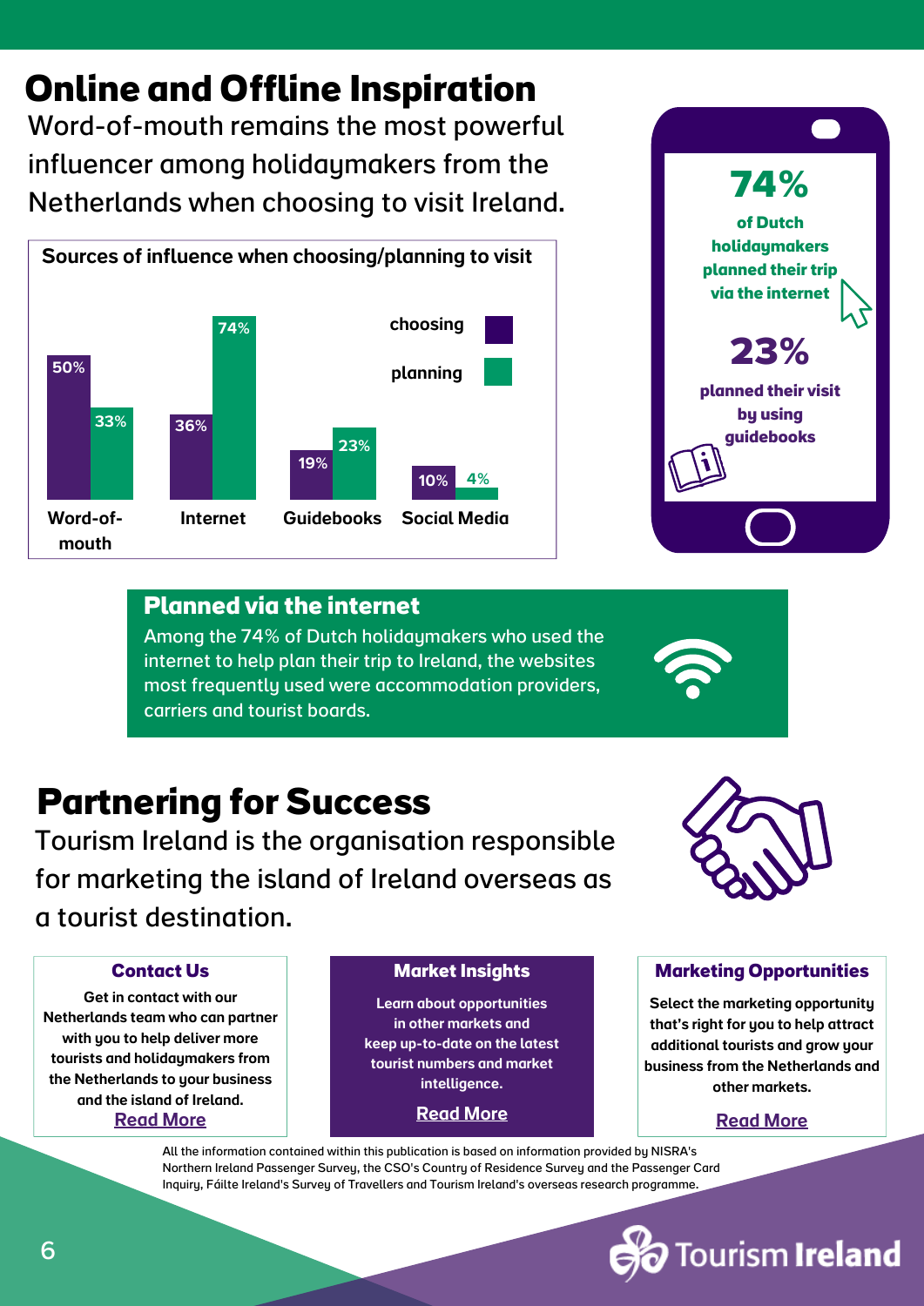# Online and Offline Inspiration

Word-of-mouth remains the most powerful influencer among holidaymakers from the Netherlands when choosing to visit Ireland.

**Sources of influence when choosing/planning to visit**

choosing
planning

Word-of-mouth: 50% 33%
Internet: 36% 74%
Guidebooks: 19% 23%
Social Media: 10% 4%

**74%** of Dutch holidaymakers planned their trip via the internet

**23%** planned their visit by using guidebooks

## Planned via the internet

Among the 74% of Dutch holidaymakers who used the internet to help plan their trip to Ireland, the websites most frequently used were accommodation providers, carriers and tourist boards.

# Partnering for Success

Tourism Ireland is the organisation responsible for marketing the island of Ireland overseas as a tourist destination.

### Contact Us

Get in contact with our Netherlands team who can partner with you to help deliver more tourists and holidaymakers from the Netherlands to your business and the island of Ireland.

Read More

### Market Insights

Learn about opportunities in other markets and keep up-to-date on the latest tourist numbers and market intelligence.

Read More

### Marketing Opportunities

Select the marketing opportunity that's right for you to help attract additional tourists and grow your business from the Netherlands and other markets.

Read More

All the information contained within this publication is based on information provided by NISRA's Northern Ireland Passenger Survey, the CSO's Country of Residence Survey and the Passenger Card Inquiry, Fáilte Ireland's Survey of Travellers and Tourism Ireland's overseas research programme.

Tourism Ireland